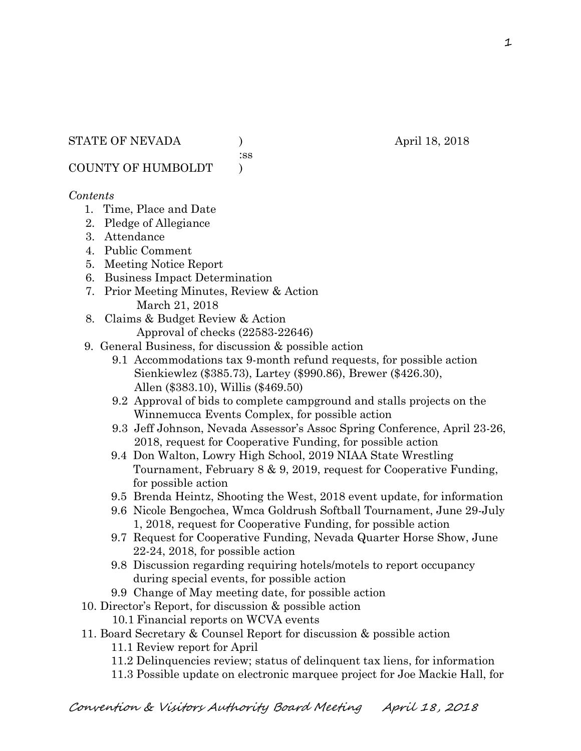STATE OF NEVADA ) April 18, 2018
:ss
COUNTY OF HUMBOLDT )

*Contents*

1. Time, Place and Date
2. Pledge of Allegiance
3. Attendance
4. Public Comment
5. Meeting Notice Report
6. Business Impact Determination
7. Prior Meeting Minutes, Review & Action
   March 21, 2018
8. Claims & Budget Review & Action
   Approval of checks (22583-22646)
9. General Business, for discussion & possible action
   - 9.1 Accommodations tax 9-month refund requests, for possible action
     Sienkiewlez ($385.73), Lartey ($990.86), Brewer ($426.30), Allen ($383.10), Willis ($469.50)
   - 9.2 Approval of bids to complete campground and stalls projects on the Winnemucca Events Complex, for possible action
   - 9.3 Jeff Johnson, Nevada Assessor's Assoc Spring Conference, April 23-26, 2018, request for Cooperative Funding, for possible action
   - 9.4 Don Walton, Lowry High School, 2019 NIAA State Wrestling Tournament, February 8 & 9, 2019, request for Cooperative Funding, for possible action
   - 9.5 Brenda Heintz, Shooting the West, 2018 event update, for information
   - 9.6 Nicole Bengochea, Wmca Goldrush Softball Tournament, June 29-July 1, 2018, request for Cooperative Funding, for possible action
   - 9.7 Request for Cooperative Funding, Nevada Quarter Horse Show, June 22-24, 2018, for possible action
   - 9.8 Discussion regarding requiring hotels/motels to report occupancy during special events, for possible action
   - 9.9 Change of May meeting date, for possible action
10. Director's Report, for discussion & possible action
    - 10.1 Financial reports on WCVA events
11. Board Secretary & Counsel Report for discussion & possible action
    - 11.1 Review report for April
    - 11.2 Delinquencies review; status of delinquent tax liens, for information
    - 11.3 Possible update on electronic marquee project for Joe Mackie Hall, for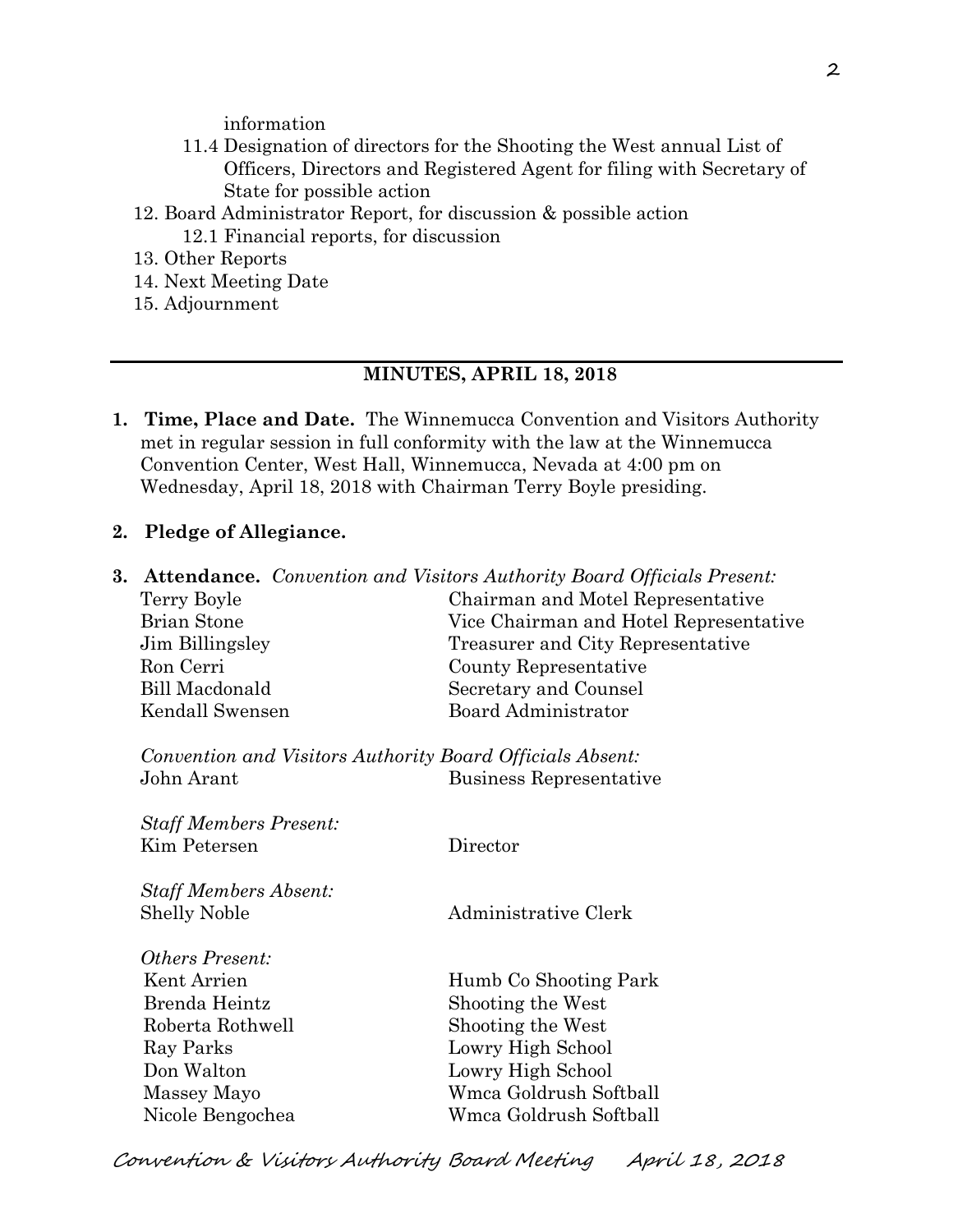information

   11.4 Designation of directors for the Shooting the West annual List of Officers, Directors and Registered Agent for filing with Secretary of State for possible action

12. Board Administrator Report, for discussion & possible action
    12.1 Financial reports, for discussion
13. Other Reports
14. Next Meeting Date
15. Adjournment

---

## MINUTES, APRIL 18, 2018

1. **Time, Place and Date.** The Winnemucca Convention and Visitors Authority met in regular session in full conformity with the law at the Winnemucca Convention Center, West Hall, Winnemucca, Nevada at 4:00 pm on Wednesday, April 18, 2018 with Chairman Terry Boyle presiding.

2. **Pledge of Allegiance.**

3. **Attendance.** *Convention and Visitors Authority Board Officials Present:*

| | |
|---|---|
| Terry Boyle | Chairman and Motel Representative |
| Brian Stone | Vice Chairman and Hotel Representative |
| Jim Billingsley | Treasurer and City Representative |
| Ron Cerri | County Representative |
| Bill Macdonald | Secretary and Counsel |
| Kendall Swensen | Board Administrator |

*Convention and Visitors Authority Board Officials Absent:*

| | |
|---|---|
| John Arant | Business Representative |

*Staff Members Present:*

| | |
|---|---|
| Kim Petersen | Director |

*Staff Members Absent:*

| | |
|---|---|
| Shelly Noble | Administrative Clerk |

*Others Present:*

| | |
|---|---|
| Kent Arrien | Humb Co Shooting Park |
| Brenda Heintz | Shooting the West |
| Roberta Rothwell | Shooting the West |
| Ray Parks | Lowry High School |
| Don Walton | Lowry High School |
| Massey Mayo | Wmca Goldrush Softball |
| Nicole Bengochea | Wmca Goldrush Softball |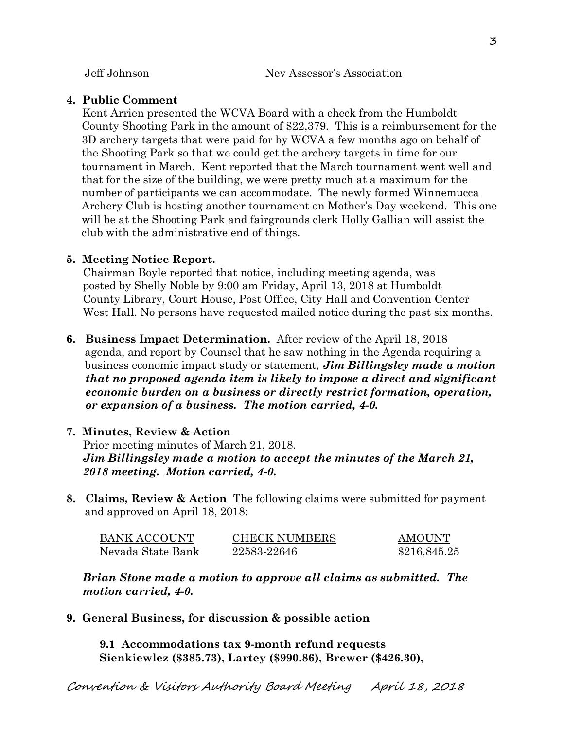Jeff Johnson Nev Assessor's Association

**4. Public Comment**

Kent Arrien presented the WCVA Board with a check from the Humboldt County Shooting Park in the amount of $22,379. This is a reimbursement for the 3D archery targets that were paid for by WCVA a few months ago on behalf of the Shooting Park so that we could get the archery targets in time for our tournament in March. Kent reported that the March tournament went well and that for the size of the building, we were pretty much at a maximum for the number of participants we can accommodate. The newly formed Winnemucca Archery Club is hosting another tournament on Mother's Day weekend. This one will be at the Shooting Park and fairgrounds clerk Holly Gallian will assist the club with the administrative end of things.

**5. Meeting Notice Report.**

Chairman Boyle reported that notice, including meeting agenda, was posted by Shelly Noble by 9:00 am Friday, April 13, 2018 at Humboldt County Library, Court House, Post Office, City Hall and Convention Center West Hall. No persons have requested mailed notice during the past six months.

**6. Business Impact Determination.** After review of the April 18, 2018 agenda, and report by Counsel that he saw nothing in the Agenda requiring a business economic impact study or statement, ***Jim Billingsley made a motion that no proposed agenda item is likely to impose a direct and significant economic burden on a business or directly restrict formation, operation, or expansion of a business. The motion carried, 4-0.***

**7. Minutes, Review & Action**

Prior meeting minutes of March 21, 2018.
***Jim Billingsley made a motion to accept the minutes of the March 21, 2018 meeting. Motion carried, 4-0.***

**8. Claims, Review & Action** The following claims were submitted for payment and approved on April 18, 2018:

| BANK ACCOUNT | CHECK NUMBERS | AMOUNT |
|---|---|---|
| Nevada State Bank | 22583-22646 | $216,845.25 |

***Brian Stone made a motion to approve all claims as submitted. The motion carried, 4-0.***

**9. General Business, for discussion & possible action**

**9.1 Accommodations tax 9-month refund requests Sienkiewlez ($385.73), Lartey ($990.86), Brewer ($426.30),**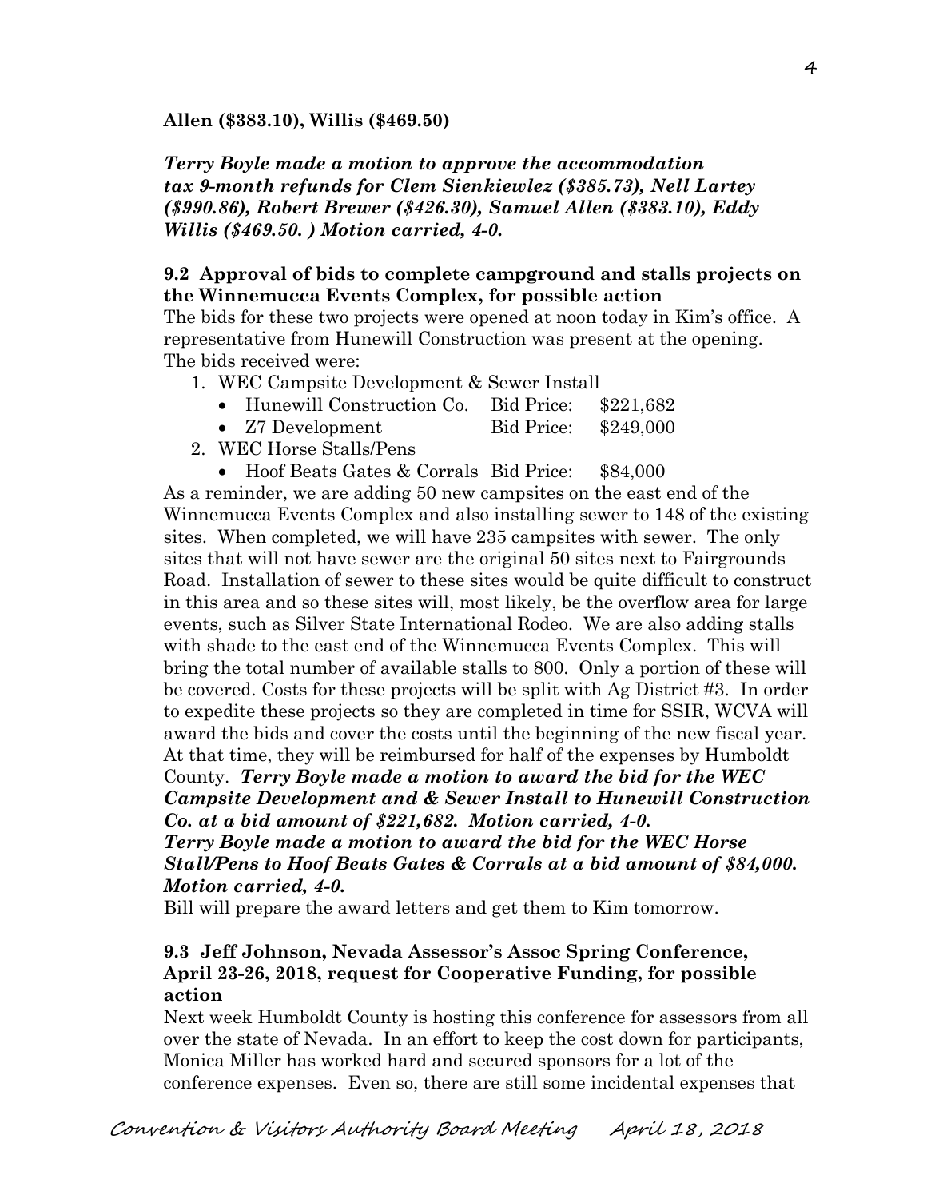**Allen ($383.10), Willis ($469.50)**

***Terry Boyle made a motion to approve the accommodation tax 9-month refunds for Clem Sienkiewlez ($385.73), Nell Lartey ($990.86), Robert Brewer ($426.30), Samuel Allen ($383.10), Eddy Willis ($469.50. ) Motion carried, 4-0.***

### 9.2 Approval of bids to complete campground and stalls projects on the Winnemucca Events Complex, for possible action

The bids for these two projects were opened at noon today in Kim's office. A representative from Hunewill Construction was present at the opening. The bids received were:

1. WEC Campsite Development & Sewer Install
   - Hunewill Construction Co. Bid Price: $221,682
   - Z7 Development Bid Price: $249,000
2. WEC Horse Stalls/Pens
   - Hoof Beats Gates & Corrals Bid Price: $84,000

As a reminder, we are adding 50 new campsites on the east end of the Winnemucca Events Complex and also installing sewer to 148 of the existing sites. When completed, we will have 235 campsites with sewer. The only sites that will not have sewer are the original 50 sites next to Fairgrounds Road. Installation of sewer to these sites would be quite difficult to construct in this area and so these sites will, most likely, be the overflow area for large events, such as Silver State International Rodeo. We are also adding stalls with shade to the east end of the Winnemucca Events Complex. This will bring the total number of available stalls to 800. Only a portion of these will be covered. Costs for these projects will be split with Ag District #3. In order to expedite these projects so they are completed in time for SSIR, WCVA will award the bids and cover the costs until the beginning of the new fiscal year. At that time, they will be reimbursed for half of the expenses by Humboldt County. ***Terry Boyle made a motion to award the bid for the WEC Campsite Development and & Sewer Install to Hunewill Construction Co. at a bid amount of $221,682. Motion carried, 4-0.***
***Terry Boyle made a motion to award the bid for the WEC Horse Stall/Pens to Hoof Beats Gates & Corrals at a bid amount of $84,000. Motion carried, 4-0.***
Bill will prepare the award letters and get them to Kim tomorrow.

### 9.3 Jeff Johnson, Nevada Assessor's Assoc Spring Conference, April 23-26, 2018, request for Cooperative Funding, for possible action

Next week Humboldt County is hosting this conference for assessors from all over the state of Nevada. In an effort to keep the cost down for participants, Monica Miller has worked hard and secured sponsors for a lot of the conference expenses. Even so, there are still some incidental expenses that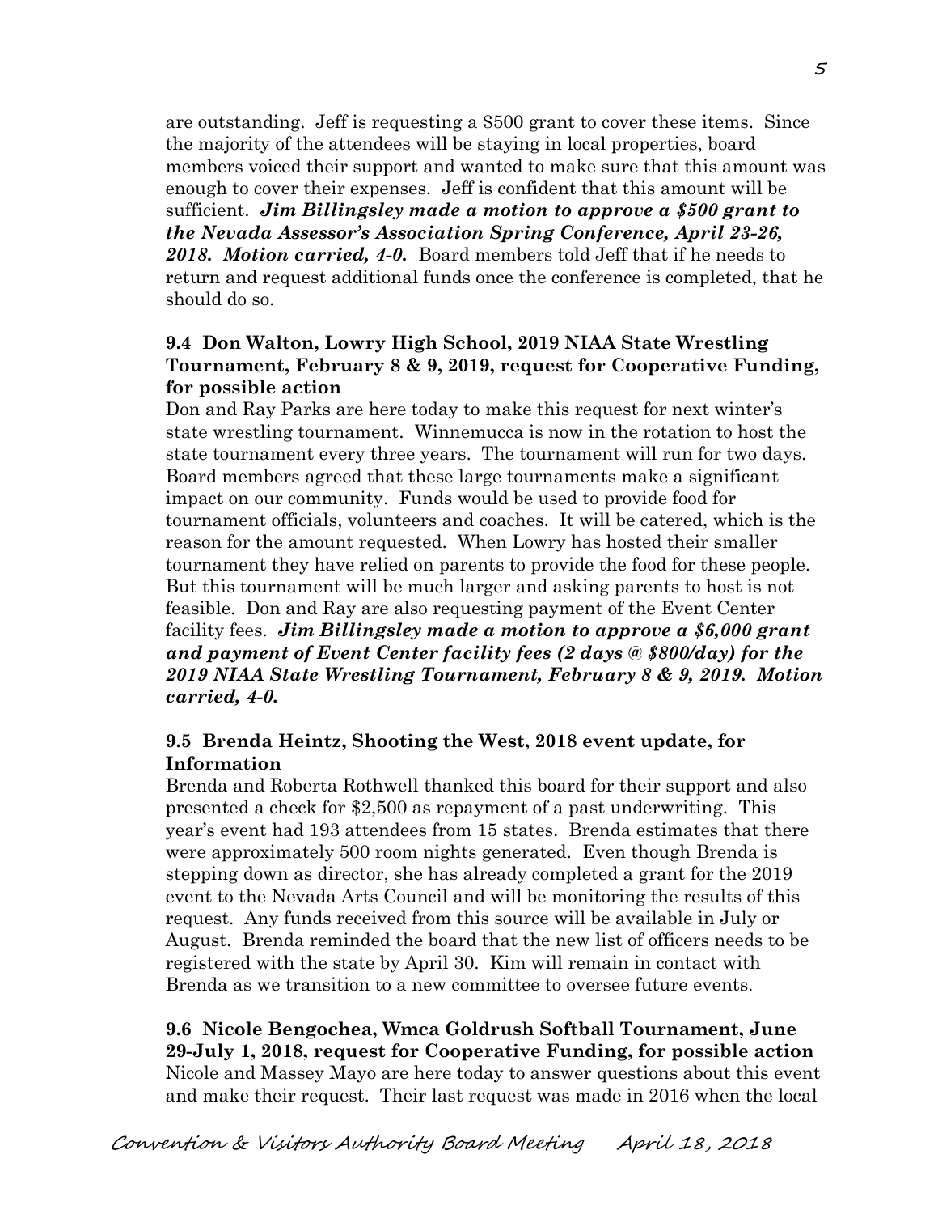are outstanding. Jeff is requesting a $500 grant to cover these items. Since the majority of the attendees will be staying in local properties, board members voiced their support and wanted to make sure that this amount was enough to cover their expenses. Jeff is confident that this amount will be sufficient. ***Jim Billingsley made a motion to approve a $500 grant to the Nevada Assessor's Association Spring Conference, April 23-26, 2018. Motion carried, 4-0.*** Board members told Jeff that if he needs to return and request additional funds once the conference is completed, that he should do so.

**9.4 Don Walton, Lowry High School, 2019 NIAA State Wrestling Tournament, February 8 & 9, 2019, request for Cooperative Funding, for possible action**

Don and Ray Parks are here today to make this request for next winter's state wrestling tournament. Winnemucca is now in the rotation to host the state tournament every three years. The tournament will run for two days. Board members agreed that these large tournaments make a significant impact on our community. Funds would be used to provide food for tournament officials, volunteers and coaches. It will be catered, which is the reason for the amount requested. When Lowry has hosted their smaller tournament they have relied on parents to provide the food for these people. But this tournament will be much larger and asking parents to host is not feasible. Don and Ray are also requesting payment of the Event Center facility fees. ***Jim Billingsley made a motion to approve a $6,000 grant and payment of Event Center facility fees (2 days @ $800/day) for the 2019 NIAA State Wrestling Tournament, February 8 & 9, 2019. Motion carried, 4-0.***

**9.5 Brenda Heintz, Shooting the West, 2018 event update, for Information**

Brenda and Roberta Rothwell thanked this board for their support and also presented a check for $2,500 as repayment of a past underwriting. This year's event had 193 attendees from 15 states. Brenda estimates that there were approximately 500 room nights generated. Even though Brenda is stepping down as director, she has already completed a grant for the 2019 event to the Nevada Arts Council and will be monitoring the results of this request. Any funds received from this source will be available in July or August. Brenda reminded the board that the new list of officers needs to be registered with the state by April 30. Kim will remain in contact with Brenda as we transition to a new committee to oversee future events.

**9.6 Nicole Bengochea, Wmca Goldrush Softball Tournament, June 29-July 1, 2018, request for Cooperative Funding, for possible action**

Nicole and Massey Mayo are here today to answer questions about this event and make their request. Their last request was made in 2016 when the local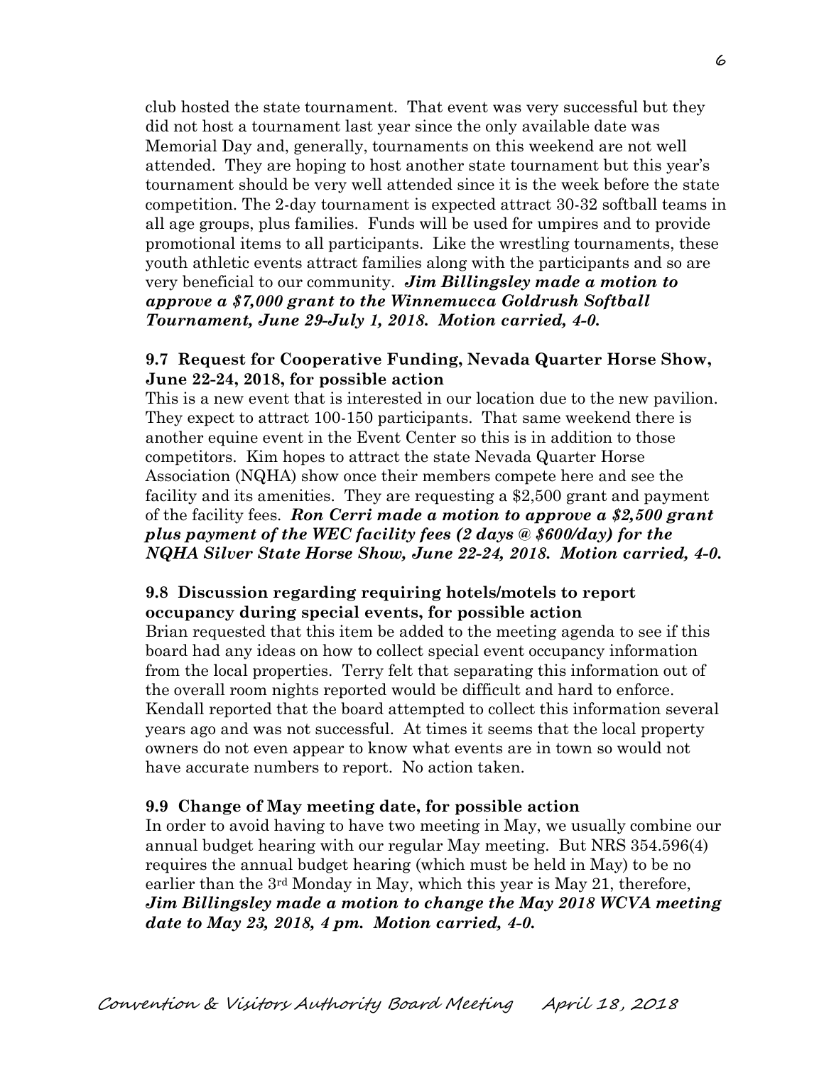club hosted the state tournament. That event was very successful but they did not host a tournament last year since the only available date was Memorial Day and, generally, tournaments on this weekend are not well attended. They are hoping to host another state tournament but this year's tournament should be very well attended since it is the week before the state competition. The 2-day tournament is expected attract 30-32 softball teams in all age groups, plus families. Funds will be used for umpires and to provide promotional items to all participants. Like the wrestling tournaments, these youth athletic events attract families along with the participants and so are very beneficial to our community. ***Jim Billingsley made a motion to approve a $7,000 grant to the Winnemucca Goldrush Softball Tournament, June 29-July 1, 2018. Motion carried, 4-0.***

**9.7 Request for Cooperative Funding, Nevada Quarter Horse Show, June 22-24, 2018, for possible action**

This is a new event that is interested in our location due to the new pavilion. They expect to attract 100-150 participants. That same weekend there is another equine event in the Event Center so this is in addition to those competitors. Kim hopes to attract the state Nevada Quarter Horse Association (NQHA) show once their members compete here and see the facility and its amenities. They are requesting a $2,500 grant and payment of the facility fees. ***Ron Cerri made a motion to approve a $2,500 grant plus payment of the WEC facility fees (2 days @ $600/day) for the NQHA Silver State Horse Show, June 22-24, 2018. Motion carried, 4-0.***

**9.8 Discussion regarding requiring hotels/motels to report occupancy during special events, for possible action**

Brian requested that this item be added to the meeting agenda to see if this board had any ideas on how to collect special event occupancy information from the local properties. Terry felt that separating this information out of the overall room nights reported would be difficult and hard to enforce. Kendall reported that the board attempted to collect this information several years ago and was not successful. At times it seems that the local property owners do not even appear to know what events are in town so would not have accurate numbers to report. No action taken.

**9.9 Change of May meeting date, for possible action**

In order to avoid having to have two meeting in May, we usually combine our annual budget hearing with our regular May meeting. But NRS 354.596(4) requires the annual budget hearing (which must be held in May) to be no earlier than the 3rd Monday in May, which this year is May 21, therefore, ***Jim Billingsley made a motion to change the May 2018 WCVA meeting date to May 23, 2018, 4 pm. Motion carried, 4-0.***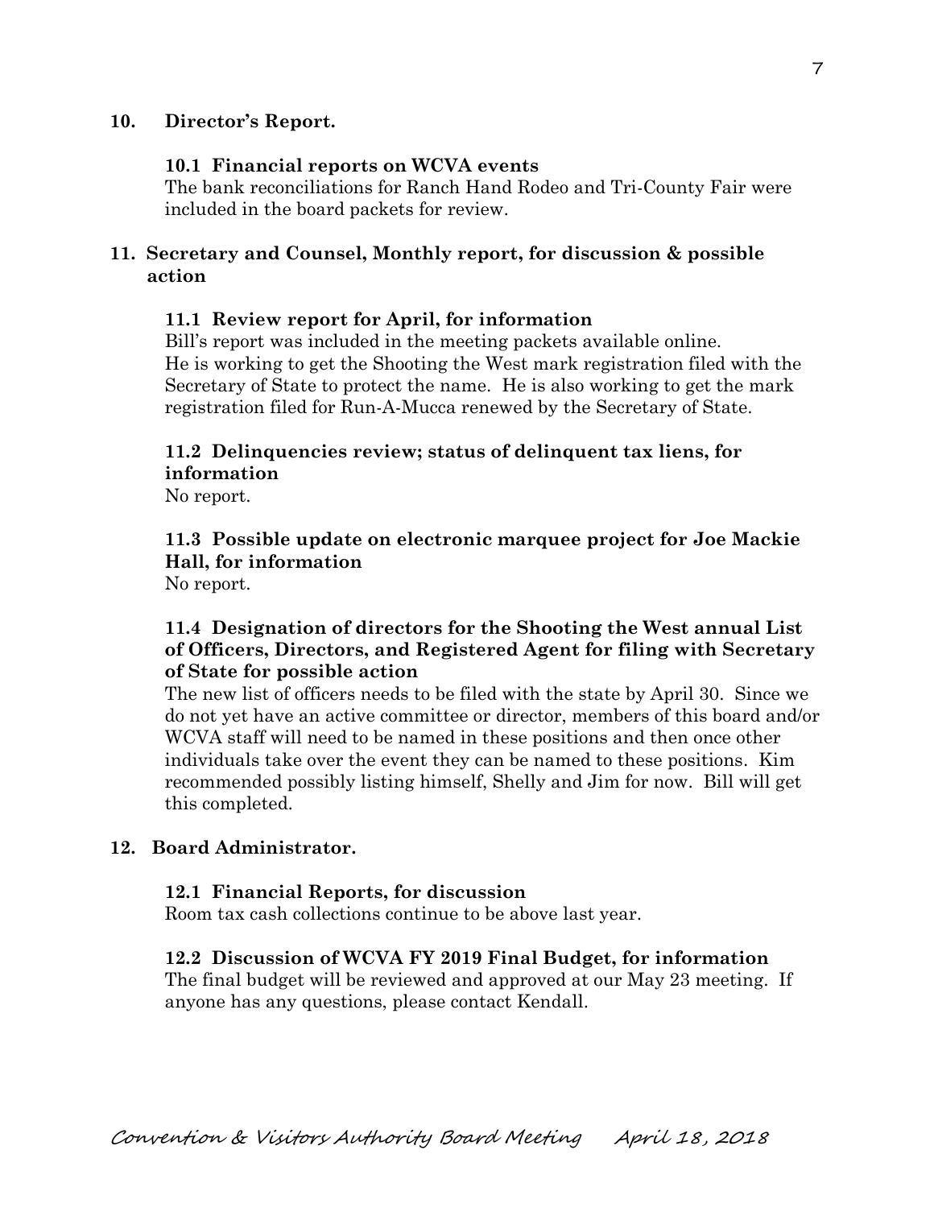**10. Director's Report.**

**10.1 Financial reports on WCVA events**

The bank reconciliations for Ranch Hand Rodeo and Tri-County Fair were included in the board packets for review.

**11. Secretary and Counsel, Monthly report, for discussion & possible action**

**11.1 Review report for April, for information**

Bill's report was included in the meeting packets available online. He is working to get the Shooting the West mark registration filed with the Secretary of State to protect the name. He is also working to get the mark registration filed for Run-A-Mucca renewed by the Secretary of State.

**11.2 Delinquencies review; status of delinquent tax liens, for information**

No report.

**11.3 Possible update on electronic marquee project for Joe Mackie Hall, for information**

No report.

**11.4 Designation of directors for the Shooting the West annual List of Officers, Directors, and Registered Agent for filing with Secretary of State for possible action**

The new list of officers needs to be filed with the state by April 30. Since we do not yet have an active committee or director, members of this board and/or WCVA staff will need to be named in these positions and then once other individuals take over the event they can be named to these positions. Kim recommended possibly listing himself, Shelly and Jim for now. Bill will get this completed.

**12. Board Administrator.**

**12.1 Financial Reports, for discussion**

Room tax cash collections continue to be above last year.

**12.2 Discussion of WCVA FY 2019 Final Budget, for information**

The final budget will be reviewed and approved at our May 23 meeting. If anyone has any questions, please contact Kendall.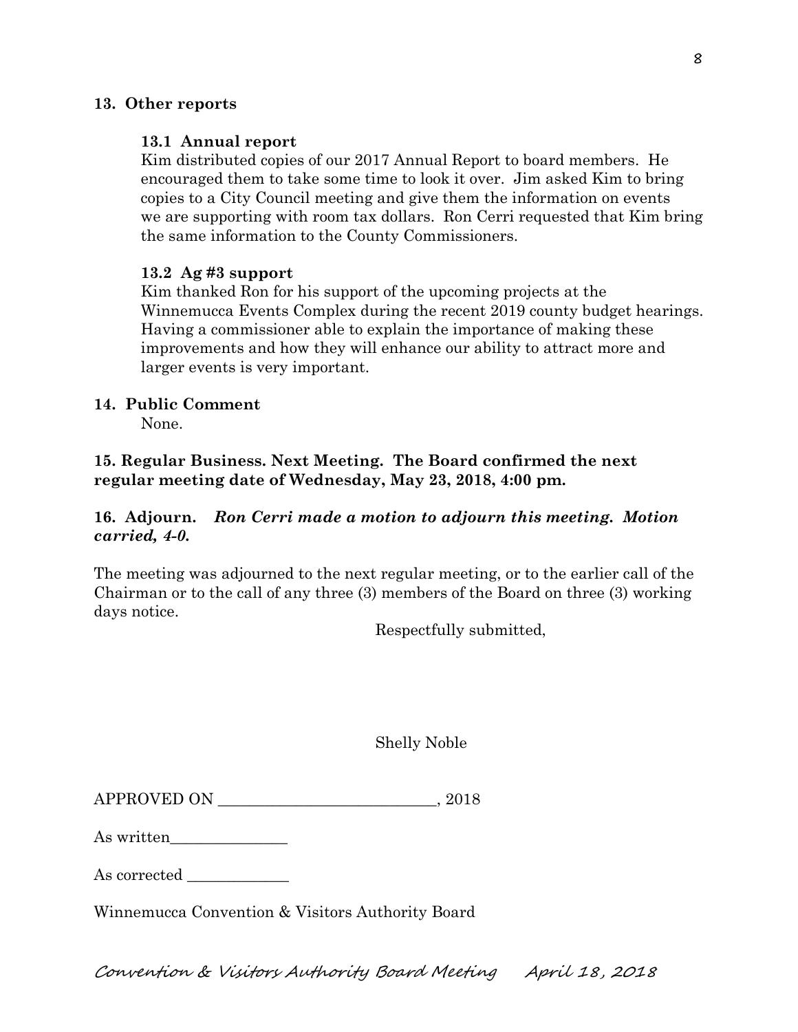## 13. Other reports

### 13.1 Annual report

Kim distributed copies of our 2017 Annual Report to board members. He encouraged them to take some time to look it over. Jim asked Kim to bring copies to a City Council meeting and give them the information on events we are supporting with room tax dollars. Ron Cerri requested that Kim bring the same information to the County Commissioners.

### 13.2 Ag #3 support

Kim thanked Ron for his support of the upcoming projects at the Winnemucca Events Complex during the recent 2019 county budget hearings. Having a commissioner able to explain the importance of making these improvements and how they will enhance our ability to attract more and larger events is very important.

## 14. Public Comment

None.

## 15. Regular Business. Next Meeting. The Board confirmed the next regular meeting date of Wednesday, May 23, 2018, 4:00 pm.

## 16. Adjourn. *Ron Cerri made a motion to adjourn this meeting. Motion carried, 4-0.*

The meeting was adjourned to the next regular meeting, or to the earlier call of the Chairman or to the call of any three (3) members of the Board on three (3) working days notice.

Respectfully submitted,

Shelly Noble

APPROVED ON ____________________________, 2018

As written_______________

As corrected _____________

Winnemucca Convention & Visitors Authority Board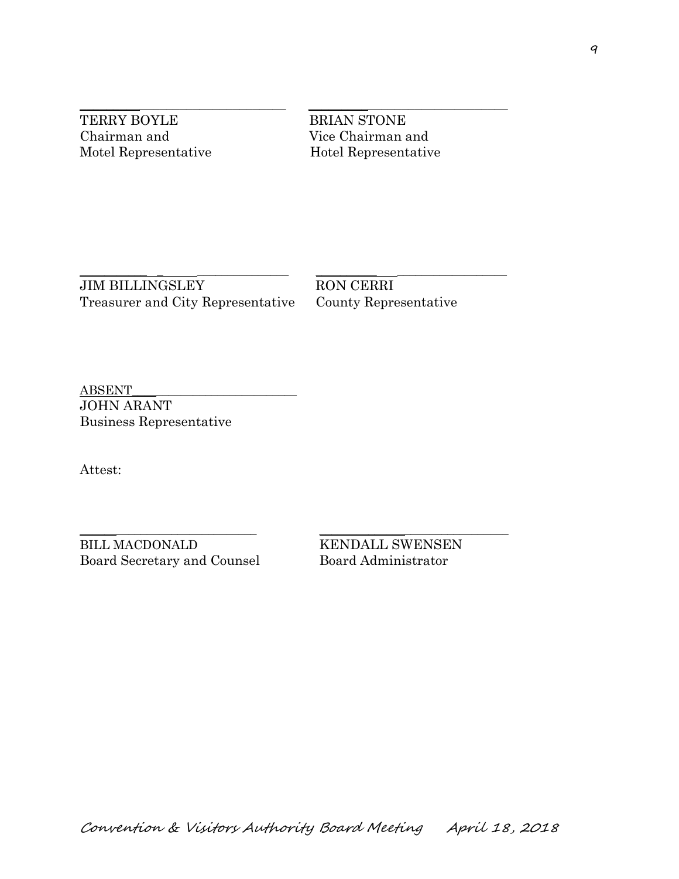\_\_\_\_\_\_\_\_\_\_\_\_\_\_\_\_\_\_\_\_\_\_\_\_\_\_\_\_\_\_\_\_
TERRY BOYLE
Chairman and
Motel Representative

\_\_\_\_\_\_\_\_\_\_\_\_\_\_\_\_\_\_\_\_\_\_\_\_\_\_\_\_\_\_\_\_
BRIAN STONE
Vice Chairman and
Hotel Representative

\_\_\_\_\_\_\_\_\_\_\_\_\_\_\_\_\_\_\_\_\_\_\_\_\_\_\_\_\_\_\_\_
JIM BILLINGSLEY
Treasurer and City Representative

\_\_\_\_\_\_\_\_\_\_\_\_\_\_\_\_\_\_\_\_\_\_\_\_\_\_\_\_\_\_\_\_
RON CERRI
County Representative

ABSENT\_\_\_\_\_\_\_\_\_\_\_\_\_\_\_\_\_\_\_\_\_\_\_\_\_\_
JOHN ARANT
Business Representative

Attest:

\_\_\_\_\_\_\_\_\_\_\_\_\_\_\_\_\_\_\_\_\_\_\_\_\_\_\_\_\_\_\_\_
BILL MACDONALD
Board Secretary and Counsel

\_\_\_\_\_\_\_\_\_\_\_\_\_\_\_\_\_\_\_\_\_\_\_\_\_\_\_\_\_\_\_\_
KENDALL SWENSEN
Board Administrator